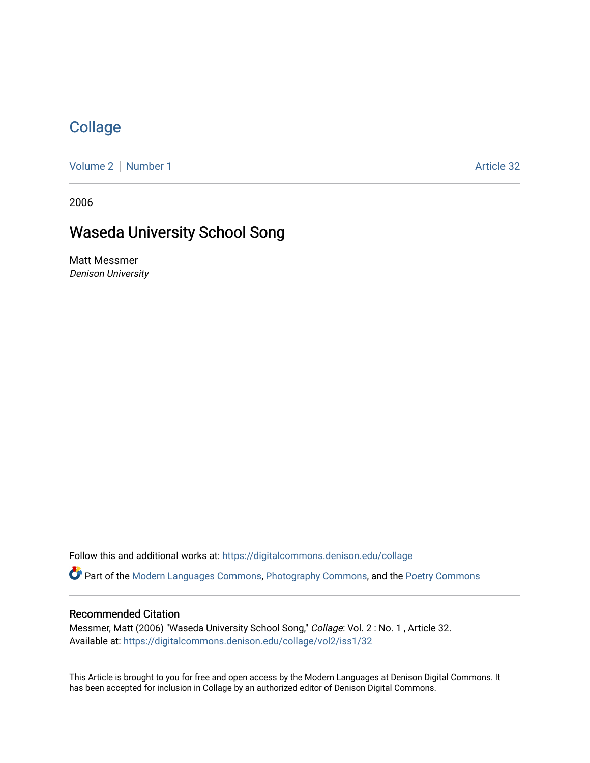# Collage

Volume 2 | Number 1 Article 32

2006

## Waseda University School Song

Matt Messmer
*Denison University*

Follow this and additional works at: https://digitalcommons.denison.edu/collage

Part of the Modern Languages Commons, Photography Commons, and the Poetry Commons

### Recommended Citation

Messmer, Matt (2006) "Waseda University School Song," *Collage*: Vol. 2 : No. 1 , Article 32.
Available at: https://digitalcommons.denison.edu/collage/vol2/iss1/32

This Article is brought to you for free and open access by the Modern Languages at Denison Digital Commons. It has been accepted for inclusion in Collage by an authorized editor of Denison Digital Commons.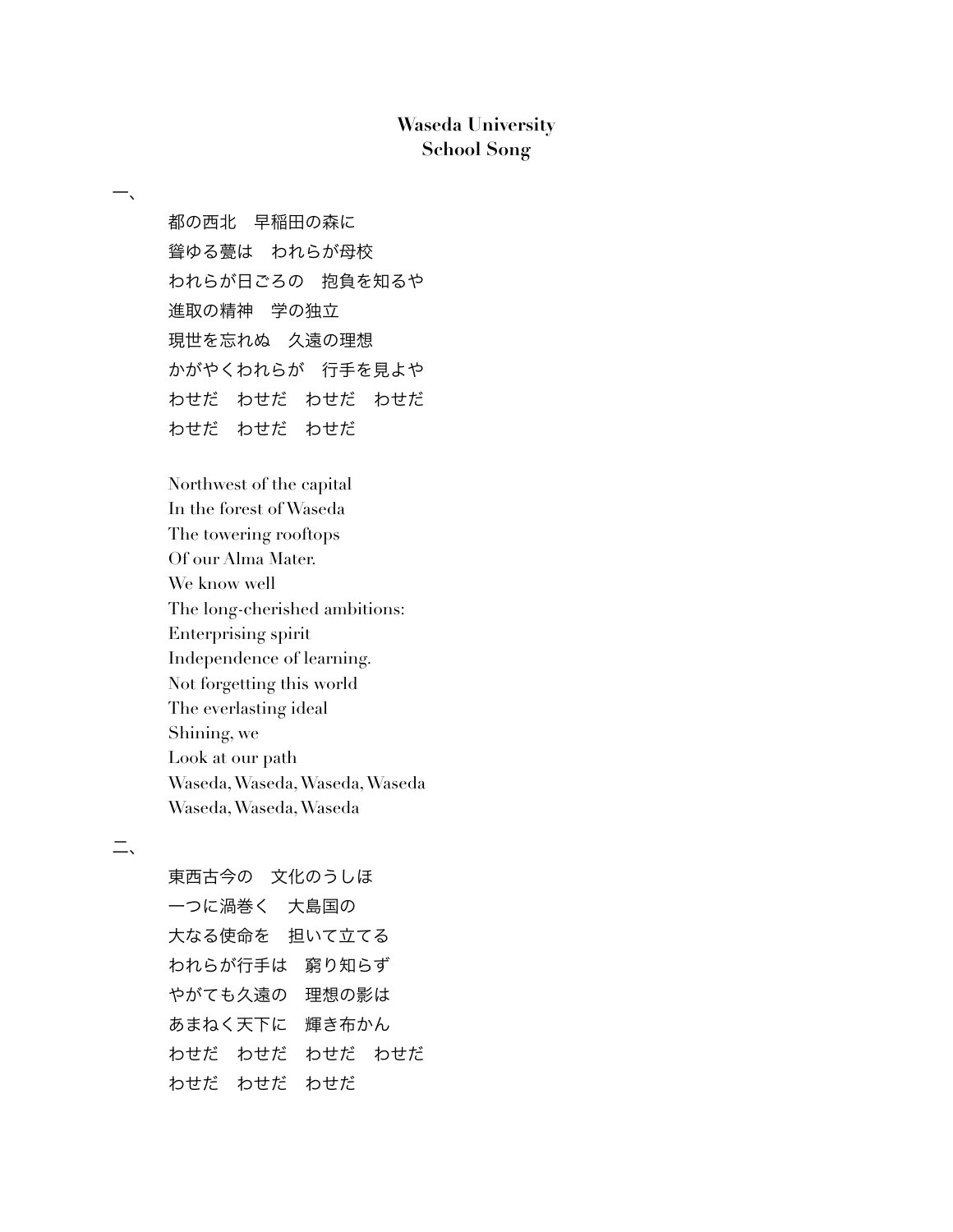**Waseda University**
**School Song**

一、

都の西北　早稲田の森に
聳ゆる甍は　われらが母校
われらが日ごろの　抱負を知るや
進取の精神　学の独立
現世を忘れぬ　久遠の理想
かがやくわれらが　行手を見よや
わせだ　わせだ　わせだ　わせだ
わせだ　わせだ　わせだ

Northwest of the capital
In the forest of Waseda
The towering rooftops
Of our Alma Mater.
We know well
The long-cherished ambitions:
Enterprising spirit
Independence of learning.
Not forgetting this world
The everlasting ideal
Shining, we
Look at our path
Waseda, Waseda, Waseda, Waseda
Waseda, Waseda, Waseda

二、

東西古今の　文化のうしほ
一つに渦巻く　大島国の
大なる使命を　担いて立てる
われらが行手は　窮り知らず
やがても久遠の　理想の影は
あまねく天下に　輝き布かん
わせだ　わせだ　わせだ　わせだ
わせだ　わせだ　わせだ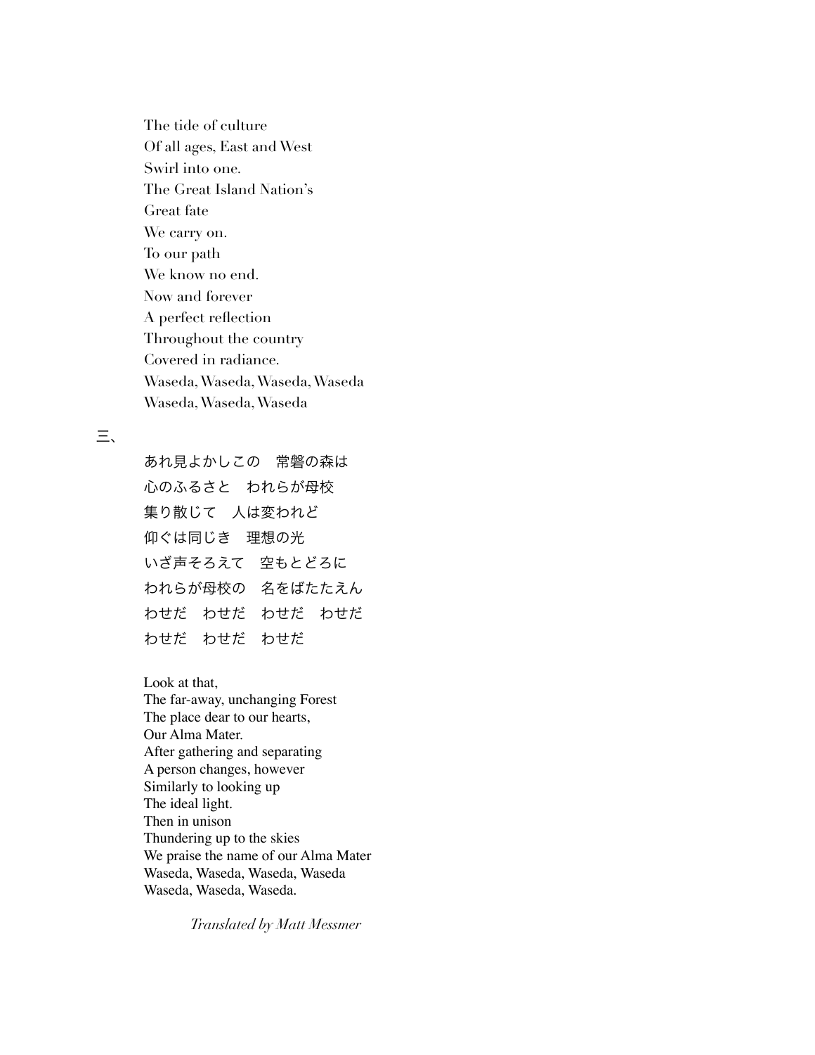The tide of culture  
Of all ages, East and West  
Swirl into one.  
The Great Island Nation's  
Great fate  
We carry on.  
To our path  
We know no end.  
Now and forever  
A perfect reflection  
Throughout the country  
Covered in radiance.  
Waseda, Waseda, Waseda, Waseda  
Waseda, Waseda, Waseda

三、

あれ見よかしこの　常磐の森は  
心のふるさと　われらが母校  
集り散じて　人は変われど  
仰ぐは同じき　理想の光  
いざ声そろえて　空もとどろに  
われらが母校の　名をばたたえん  
わせだ　わせだ　わせだ　わせだ  
わせだ　わせだ　わせだ

Look at that,  
The far-away, unchanging Forest  
The place dear to our hearts,  
Our Alma Mater.  
After gathering and separating  
A person changes, however  
Similarly to looking up  
The ideal light.  
Then in unison  
Thundering up to the skies  
We praise the name of our Alma Mater  
Waseda, Waseda, Waseda, Waseda  
Waseda, Waseda, Waseda.

*Translated by Matt Messmer*